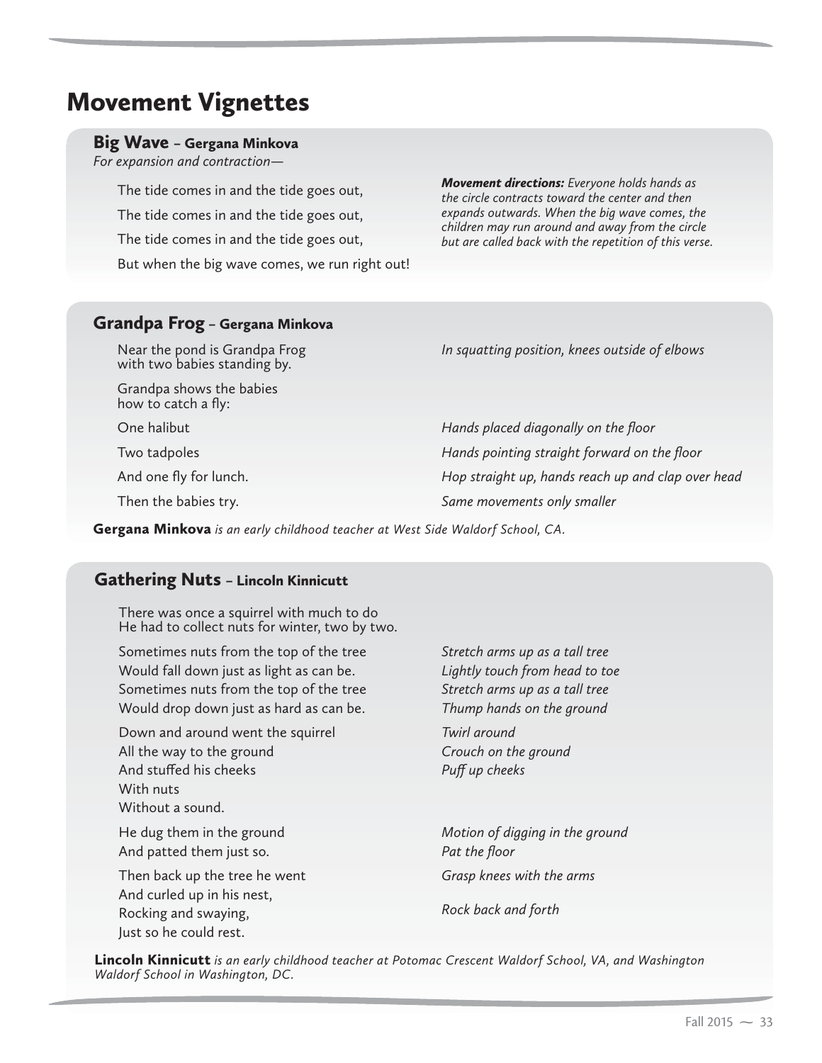# Movement Vignettes

## Big Wave – Gergana Minkova

*For expansion and contraction—*

The tide comes in and the tide goes out,

The tide comes in and the tide goes out,

The tide comes in and the tide goes out,

But when the big wave comes, we run right out!

***Movement directions:*** *Everyone holds hands as the circle contracts toward the center and then expands outwards. When the big wave comes, the children may run around and away from the circle but are called back with the repetition of this verse.*

## Grandpa Frog – Gergana Minkova

| | |
|---|---|
| Near the pond is Grandpa Frog with two babies standing by. | *In squatting position, knees outside of elbows* |
| Grandpa shows the babies how to catch a fly: | |
| One halibut | *Hands placed diagonally on the floor* |
| Two tadpoles | *Hands pointing straight forward on the floor* |
| And one fly for lunch. | *Hop straight up, hands reach up and clap over head* |
| Then the babies try. | *Same movements only smaller* |

**Gergana Minkova** *is an early childhood teacher at West Side Waldorf School, CA.*

## Gathering Nuts – Lincoln Kinnicutt

There was once a squirrel with much to do
He had to collect nuts for winter, two by two.

| | |
|---|---|
| Sometimes nuts from the top of the tree | *Stretch arms up as a tall tree* |
| Would fall down just as light as can be. | *Lightly touch from head to toe* |
| Sometimes nuts from the top of the tree | *Stretch arms up as a tall tree* |
| Would drop down just as hard as can be. | *Thump hands on the ground* |
| Down and around went the squirrel | *Twirl around* |
| All the way to the ground | *Crouch on the ground* |
| And stuffed his cheeks | *Puff up cheeks* |
| With nuts | |
| Without a sound. | |
| He dug them in the ground | *Motion of digging in the ground* |
| And patted them just so. | *Pat the floor* |
| Then back up the tree he went | *Grasp knees with the arms* |
| And curled up in his nest, | |
| Rocking and swaying, | *Rock back and forth* |
| Just so he could rest. | |

**Lincoln Kinnicutt** *is an early childhood teacher at Potomac Crescent Waldorf School, VA, and Washington Waldorf School in Washington, DC.*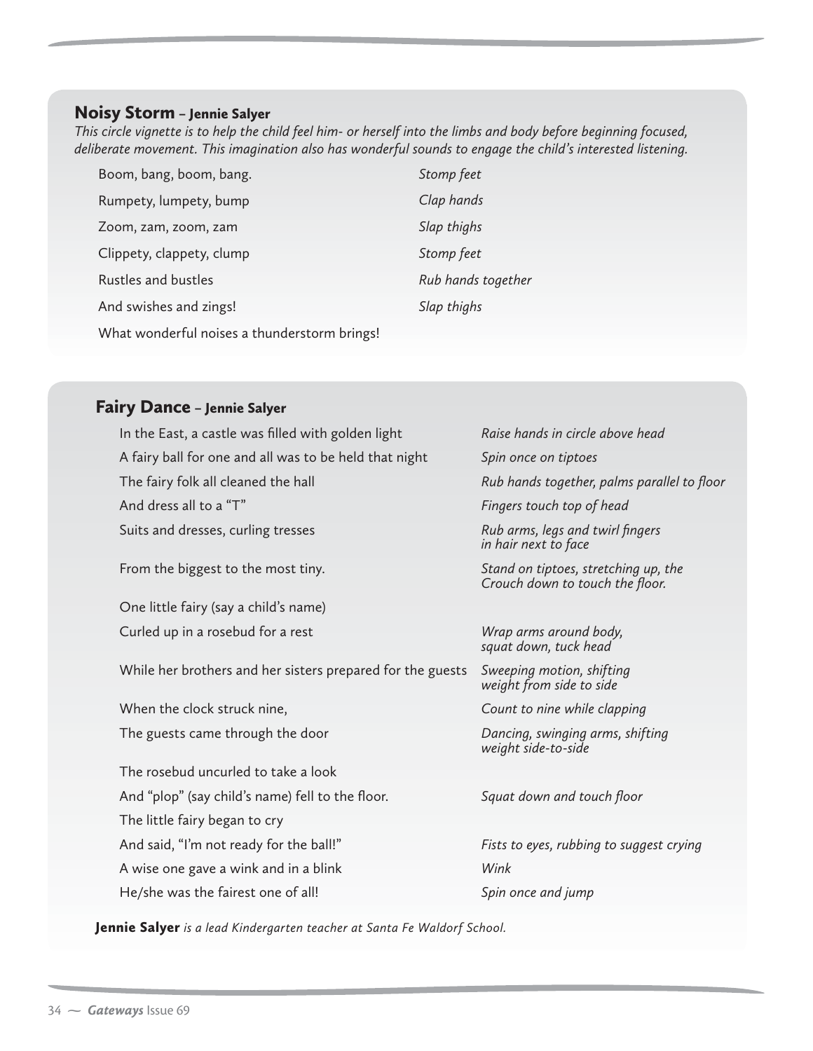## Noisy Storm – Jennie Salyer

*This circle vignette is to help the child feel him- or herself into the limbs and body before beginning focused, deliberate movement. This imagination also has wonderful sounds to engage the child's interested listening.*

| | |
|---|---|
| Boom, bang, boom, bang. | *Stomp feet* |
| Rumpety, lumpety, bump | *Clap hands* |
| Zoom, zam, zoom, zam | *Slap thighs* |
| Clippety, clappety, clump | *Stomp feet* |
| Rustles and bustles | *Rub hands together* |
| And swishes and zings! | *Slap thighs* |
| What wonderful noises a thunderstorm brings! | |

## Fairy Dance – Jennie Salyer

| | |
|---|---|
| In the East, a castle was filled with golden light | *Raise hands in circle above head* |
| A fairy ball for one and all was to be held that night | *Spin once on tiptoes* |
| The fairy folk all cleaned the hall | *Rub hands together, palms parallel to floor* |
| And dress all to a "T" | *Fingers touch top of head* |
| Suits and dresses, curling tresses | *Rub arms, legs and twirl fingers in hair next to face* |
| From the biggest to the most tiny. | *Stand on tiptoes, stretching up, the Crouch down to touch the floor.* |
| One little fairy (say a child's name) | |
| Curled up in a rosebud for a rest | *Wrap arms around body, squat down, tuck head* |
| While her brothers and her sisters prepared for the guests | *Sweeping motion, shifting weight from side to side* |
| When the clock struck nine, | *Count to nine while clapping* |
| The guests came through the door | *Dancing, swinging arms, shifting weight side-to-side* |
| The rosebud uncurled to take a look | |
| And "plop" (say child's name) fell to the floor. | *Squat down and touch floor* |
| The little fairy began to cry | |
| And said, "I'm not ready for the ball!" | *Fists to eyes, rubbing to suggest crying* |
| A wise one gave a wink and in a blink | *Wink* |
| He/she was the fairest one of all! | *Spin once and jump* |

**Jennie Salyer** *is a lead Kindergarten teacher at Santa Fe Waldorf School.*